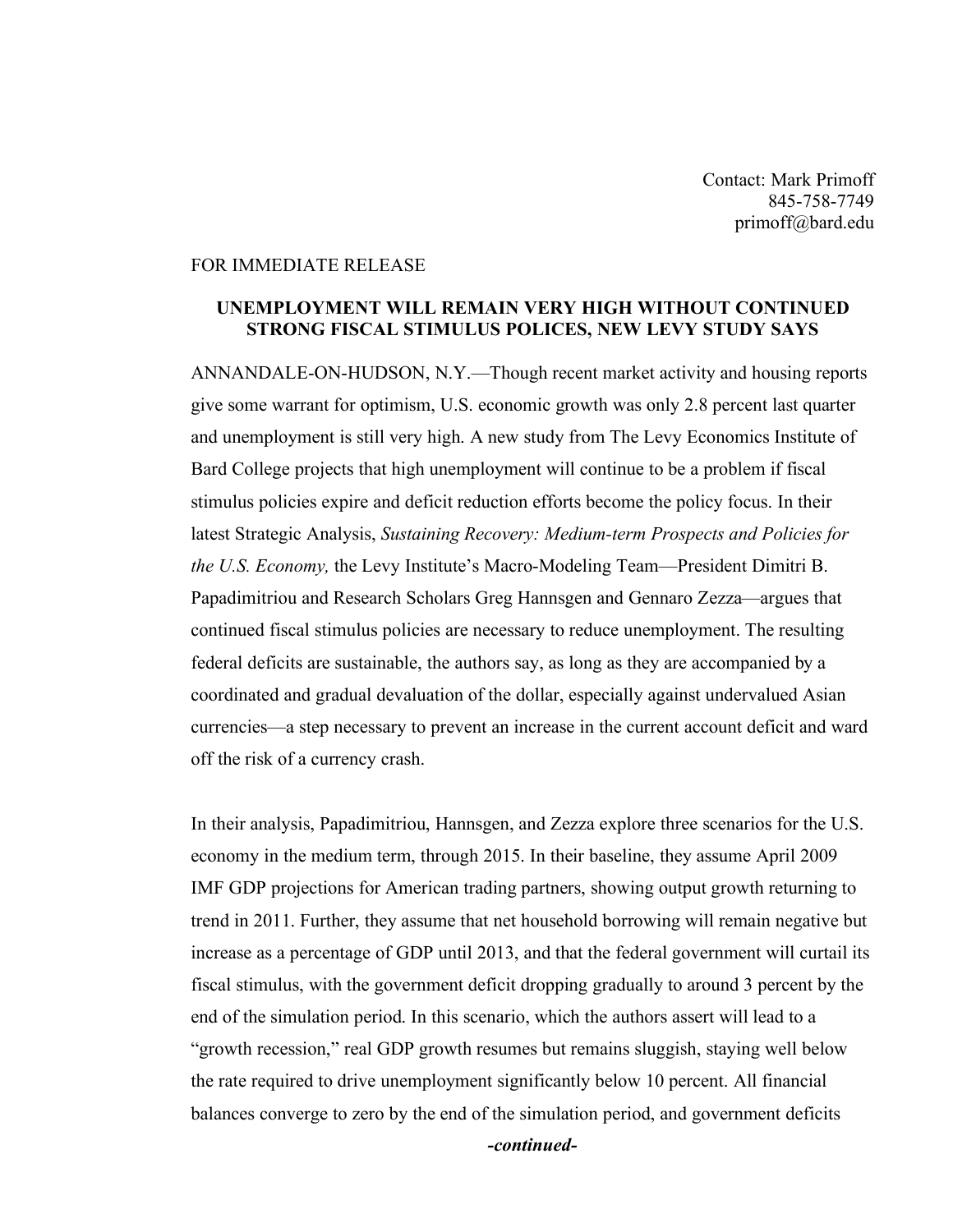Contact: Mark Primoff
845-758-7749
primoff@bard.edu

FOR IMMEDIATE RELEASE

**UNEMPLOYMENT WILL REMAIN VERY HIGH WITHOUT CONTINUED STRONG FISCAL STIMULUS POLICES, NEW LEVY STUDY SAYS**

ANNANDALE-ON-HUDSON, N.Y.—Though recent market activity and housing reports give some warrant for optimism, U.S. economic growth was only 2.8 percent last quarter and unemployment is still very high. A new study from The Levy Economics Institute of Bard College projects that high unemployment will continue to be a problem if fiscal stimulus policies expire and deficit reduction efforts become the policy focus. In their latest Strategic Analysis, *Sustaining Recovery: Medium-term Prospects and Policies for the U.S. Economy,* the Levy Institute's Macro-Modeling Team—President Dimitri B. Papadimitriou and Research Scholars Greg Hannsgen and Gennaro Zezza—argues that continued fiscal stimulus policies are necessary to reduce unemployment. The resulting federal deficits are sustainable, the authors say, as long as they are accompanied by a coordinated and gradual devaluation of the dollar, especially against undervalued Asian currencies—a step necessary to prevent an increase in the current account deficit and ward off the risk of a currency crash.

In their analysis, Papadimitriou, Hannsgen, and Zezza explore three scenarios for the U.S. economy in the medium term, through 2015. In their baseline, they assume April 2009 IMF GDP projections for American trading partners, showing output growth returning to trend in 2011. Further, they assume that net household borrowing will remain negative but increase as a percentage of GDP until 2013, and that the federal government will curtail its fiscal stimulus, with the government deficit dropping gradually to around 3 percent by the end of the simulation period. In this scenario, which the authors assert will lead to a "growth recession," real GDP growth resumes but remains sluggish, staying well below the rate required to drive unemployment significantly below 10 percent. All financial balances converge to zero by the end of the simulation period, and government deficits

***-continued-***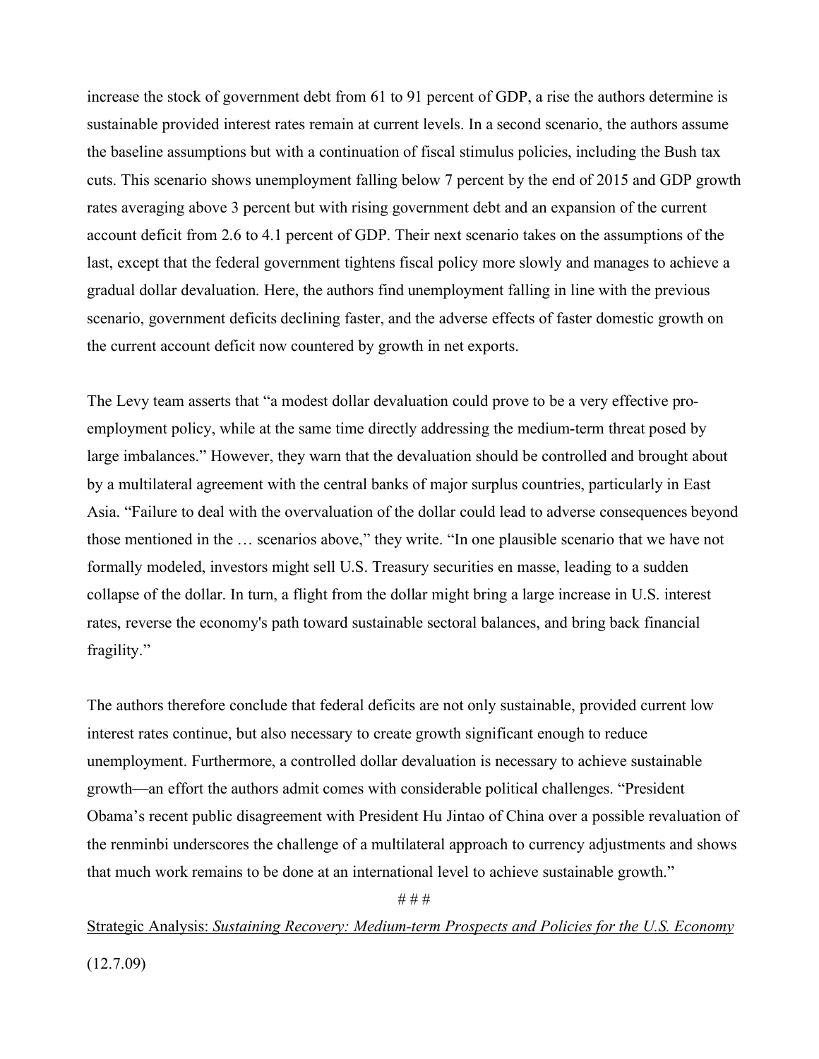increase the stock of government debt from 61 to 91 percent of GDP, a rise the authors determine is sustainable provided interest rates remain at current levels. In a second scenario, the authors assume the baseline assumptions but with a continuation of fiscal stimulus policies, including the Bush tax cuts. This scenario shows unemployment falling below 7 percent by the end of 2015 and GDP growth rates averaging above 3 percent but with rising government debt and an expansion of the current account deficit from 2.6 to 4.1 percent of GDP. Their next scenario takes on the assumptions of the last, except that the federal government tightens fiscal policy more slowly and manages to achieve a gradual dollar devaluation. Here, the authors find unemployment falling in line with the previous scenario, government deficits declining faster, and the adverse effects of faster domestic growth on the current account deficit now countered by growth in net exports.

The Levy team asserts that "a modest dollar devaluation could prove to be a very effective pro-employment policy, while at the same time directly addressing the medium-term threat posed by large imbalances." However, they warn that the devaluation should be controlled and brought about by a multilateral agreement with the central banks of major surplus countries, particularly in East Asia. "Failure to deal with the overvaluation of the dollar could lead to adverse consequences beyond those mentioned in the … scenarios above," they write. "In one plausible scenario that we have not formally modeled, investors might sell U.S. Treasury securities en masse, leading to a sudden collapse of the dollar. In turn, a flight from the dollar might bring a large increase in U.S. interest rates, reverse the economy's path toward sustainable sectoral balances, and bring back financial fragility."

The authors therefore conclude that federal deficits are not only sustainable, provided current low interest rates continue, but also necessary to create growth significant enough to reduce unemployment. Furthermore, a controlled dollar devaluation is necessary to achieve sustainable growth—an effort the authors admit comes with considerable political challenges. "President Obama's recent public disagreement with President Hu Jintao of China over a possible revaluation of the renminbi underscores the challenge of a multilateral approach to currency adjustments and shows that much work remains to be done at an international level to achieve sustainable growth."

# # #

Strategic Analysis: *Sustaining Recovery: Medium-term Prospects and Policies for the U.S. Economy*

(12.7.09)